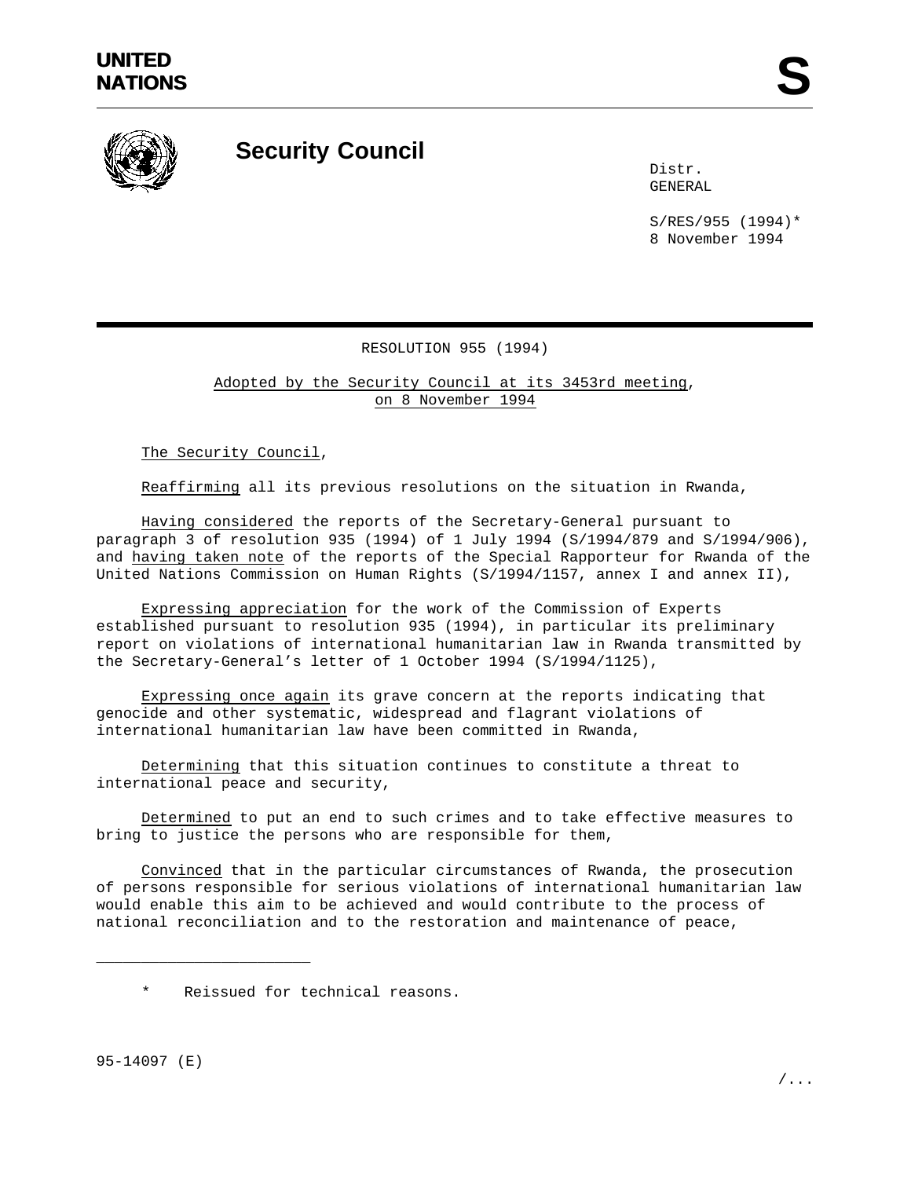UNITED NATIONS

# S

## Security Council

Distr.
GENERAL

S/RES/955 (1994)*
8 November 1994

RESOLUTION 955 (1994)

Adopted by the Security Council at its 3453rd meeting, on 8 November 1994

The Security Council,

Reaffirming all its previous resolutions on the situation in Rwanda,

Having considered the reports of the Secretary-General pursuant to paragraph 3 of resolution 935 (1994) of 1 July 1994 (S/1994/879 and S/1994/906), and having taken note of the reports of the Special Rapporteur for Rwanda of the United Nations Commission on Human Rights (S/1994/1157, annex I and annex II),

Expressing appreciation for the work of the Commission of Experts established pursuant to resolution 935 (1994), in particular its preliminary report on violations of international humanitarian law in Rwanda transmitted by the Secretary-General's letter of 1 October 1994 (S/1994/1125),

Expressing once again its grave concern at the reports indicating that genocide and other systematic, widespread and flagrant violations of international humanitarian law have been committed in Rwanda,

Determining that this situation continues to constitute a threat to international peace and security,

Determined to put an end to such crimes and to take effective measures to bring to justice the persons who are responsible for them,

Convinced that in the particular circumstances of Rwanda, the prosecution of persons responsible for serious violations of international humanitarian law would enable this aim to be achieved and would contribute to the process of national reconciliation and to the restoration and maintenance of peace,

---

\* Reissued for technical reasons.

95-14097 (E)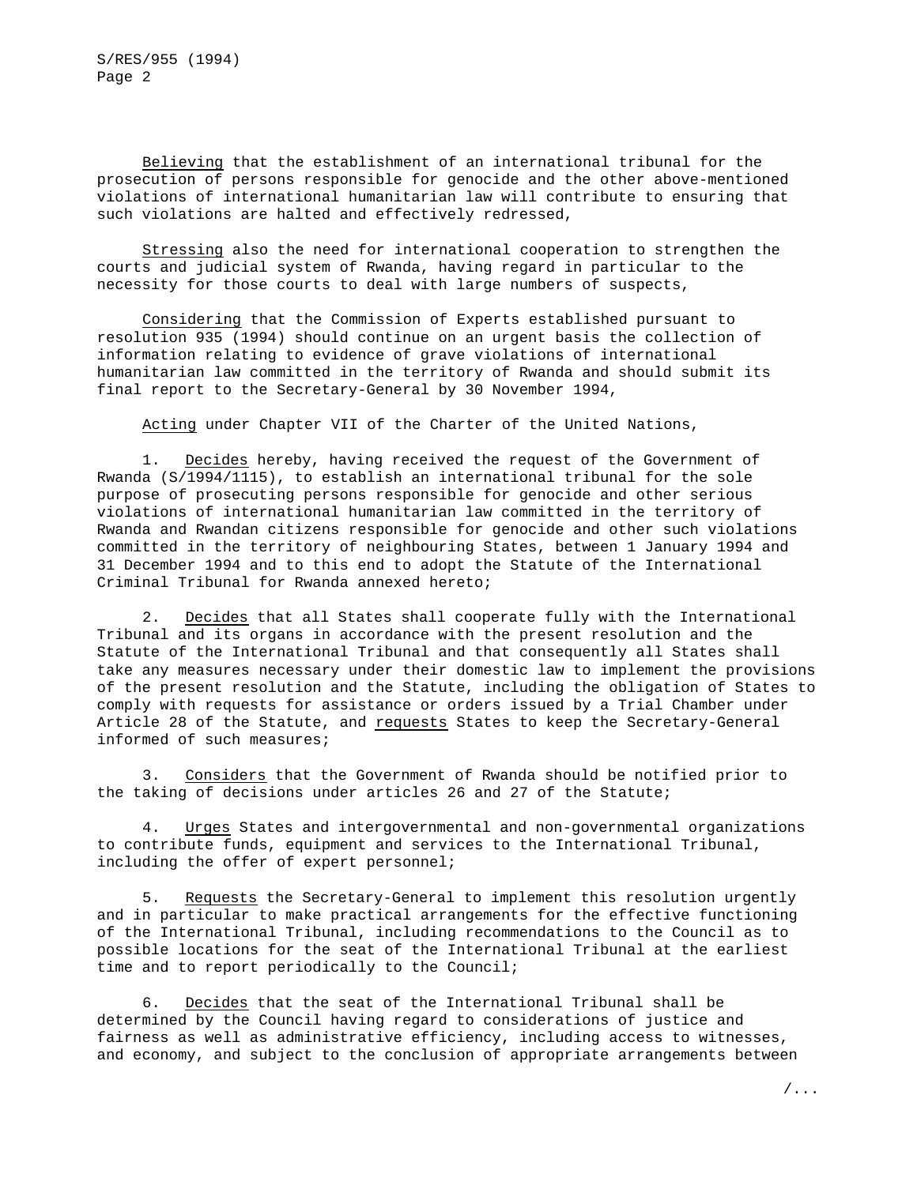*Believing* that the establishment of an international tribunal for the prosecution of persons responsible for genocide and the other above-mentioned violations of international humanitarian law will contribute to ensuring that such violations are halted and effectively redressed,

*Stressing* also the need for international cooperation to strengthen the courts and judicial system of Rwanda, having regard in particular to the necessity for those courts to deal with large numbers of suspects,

*Considering* that the Commission of Experts established pursuant to resolution 935 (1994) should continue on an urgent basis the collection of information relating to evidence of grave violations of international humanitarian law committed in the territory of Rwanda and should submit its final report to the Secretary-General by 30 November 1994,

*Acting* under Chapter VII of the Charter of the United Nations,

1. *Decides* hereby, having received the request of the Government of Rwanda (S/1994/1115), to establish an international tribunal for the sole purpose of prosecuting persons responsible for genocide and other serious violations of international humanitarian law committed in the territory of Rwanda and Rwandan citizens responsible for genocide and other such violations committed in the territory of neighbouring States, between 1 January 1994 and 31 December 1994 and to this end to adopt the Statute of the International Criminal Tribunal for Rwanda annexed hereto;

2. *Decides* that all States shall cooperate fully with the International Tribunal and its organs in accordance with the present resolution and the Statute of the International Tribunal and that consequently all States shall take any measures necessary under their domestic law to implement the provisions of the present resolution and the Statute, including the obligation of States to comply with requests for assistance or orders issued by a Trial Chamber under Article 28 of the Statute, and *requests* States to keep the Secretary-General informed of such measures;

3. *Considers* that the Government of Rwanda should be notified prior to the taking of decisions under articles 26 and 27 of the Statute;

4. *Urges* States and intergovernmental and non-governmental organizations to contribute funds, equipment and services to the International Tribunal, including the offer of expert personnel;

5. *Requests* the Secretary-General to implement this resolution urgently and in particular to make practical arrangements for the effective functioning of the International Tribunal, including recommendations to the Council as to possible locations for the seat of the International Tribunal at the earliest time and to report periodically to the Council;

6. *Decides* that the seat of the International Tribunal shall be determined by the Council having regard to considerations of justice and fairness as well as administrative efficiency, including access to witnesses, and economy, and subject to the conclusion of appropriate arrangements between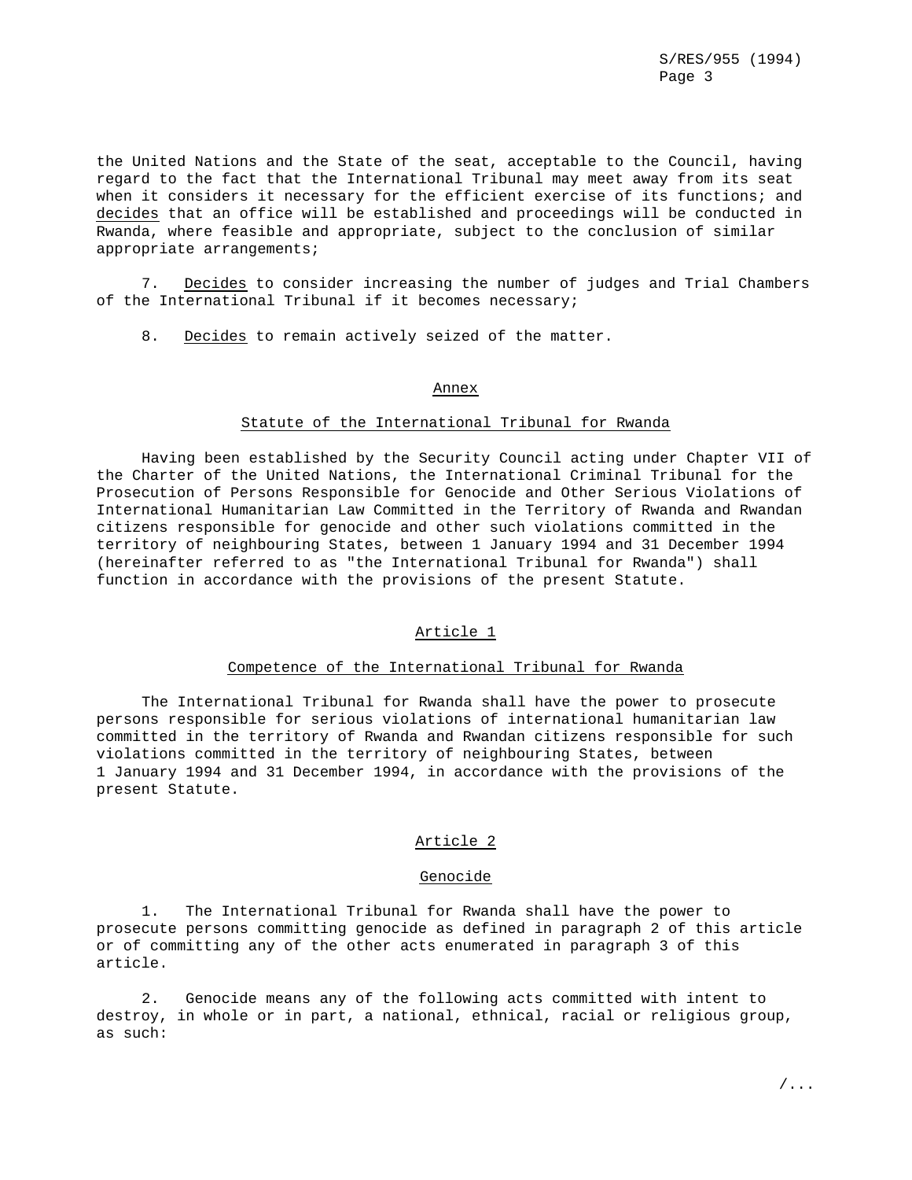the United Nations and the State of the seat, acceptable to the Council, having regard to the fact that the International Tribunal may meet away from its seat when it considers it necessary for the efficient exercise of its functions; and decides that an office will be established and proceedings will be conducted in Rwanda, where feasible and appropriate, subject to the conclusion of similar appropriate arrangements;

7. Decides to consider increasing the number of judges and Trial Chambers of the International Tribunal if it becomes necessary;

8. Decides to remain actively seized of the matter.

## Annex

## Statute of the International Tribunal for Rwanda

Having been established by the Security Council acting under Chapter VII of the Charter of the United Nations, the International Criminal Tribunal for the Prosecution of Persons Responsible for Genocide and Other Serious Violations of International Humanitarian Law Committed in the Territory of Rwanda and Rwandan citizens responsible for genocide and other such violations committed in the territory of neighbouring States, between 1 January 1994 and 31 December 1994 (hereinafter referred to as "the International Tribunal for Rwanda") shall function in accordance with the provisions of the present Statute.

### Article 1

### Competence of the International Tribunal for Rwanda

The International Tribunal for Rwanda shall have the power to prosecute persons responsible for serious violations of international humanitarian law committed in the territory of Rwanda and Rwandan citizens responsible for such violations committed in the territory of neighbouring States, between 1 January 1994 and 31 December 1994, in accordance with the provisions of the present Statute.

### Article 2

### Genocide

1. The International Tribunal for Rwanda shall have the power to prosecute persons committing genocide as defined in paragraph 2 of this article or of committing any of the other acts enumerated in paragraph 3 of this article.

2. Genocide means any of the following acts committed with intent to destroy, in whole or in part, a national, ethnical, racial or religious group, as such: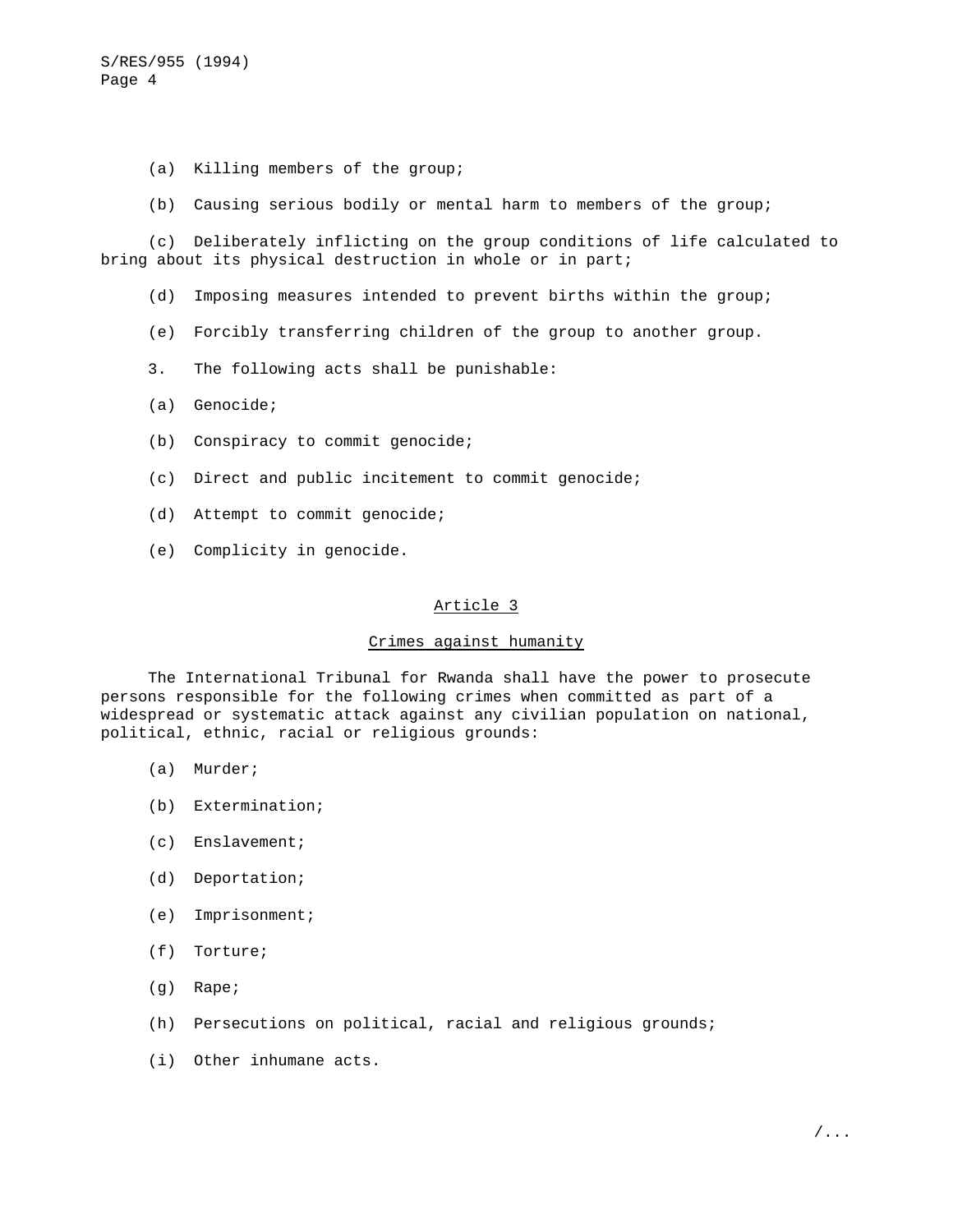(a) Killing members of the group;

(b) Causing serious bodily or mental harm to members of the group;

(c) Deliberately inflicting on the group conditions of life calculated to bring about its physical destruction in whole or in part;

(d) Imposing measures intended to prevent births within the group;

(e) Forcibly transferring children of the group to another group.

3. The following acts shall be punishable:

(a) Genocide;

(b) Conspiracy to commit genocide;

(c) Direct and public incitement to commit genocide;

(d) Attempt to commit genocide;

(e) Complicity in genocide.

## Article 3

### Crimes against humanity

The International Tribunal for Rwanda shall have the power to prosecute persons responsible for the following crimes when committed as part of a widespread or systematic attack against any civilian population on national, political, ethnic, racial or religious grounds:

(a) Murder;

(b) Extermination;

(c) Enslavement;

(d) Deportation;

(e) Imprisonment;

(f) Torture;

(g) Rape;

(h) Persecutions on political, racial and religious grounds;

(i) Other inhumane acts.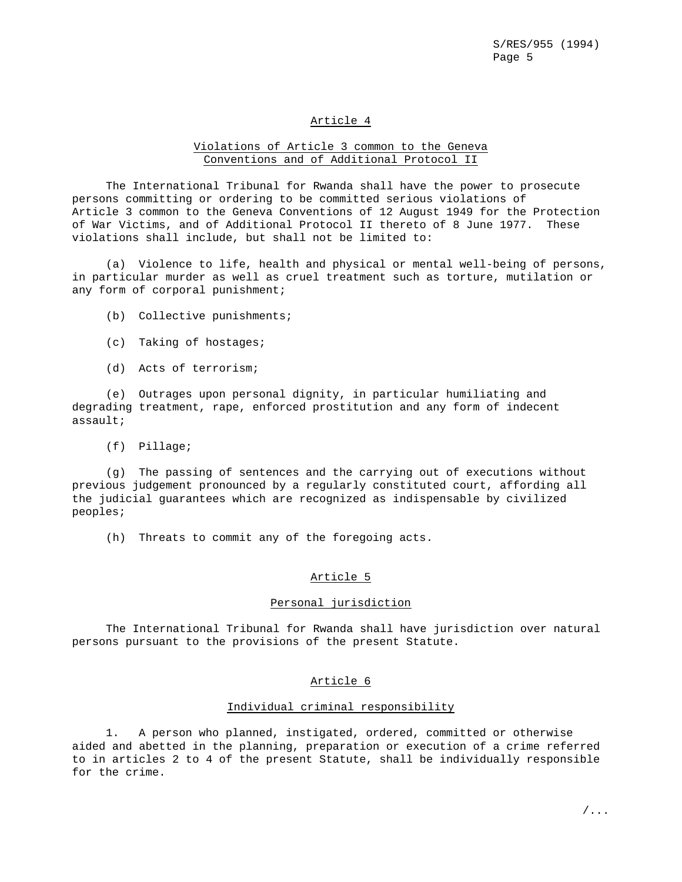### Article 4

### Violations of Article 3 common to the Geneva Conventions and of Additional Protocol II

The International Tribunal for Rwanda shall have the power to prosecute persons committing or ordering to be committed serious violations of Article 3 common to the Geneva Conventions of 12 August 1949 for the Protection of War Victims, and of Additional Protocol II thereto of 8 June 1977. These violations shall include, but shall not be limited to:

(a) Violence to life, health and physical or mental well-being of persons, in particular murder as well as cruel treatment such as torture, mutilation or any form of corporal punishment;

(b) Collective punishments;

(c) Taking of hostages;

(d) Acts of terrorism;

(e) Outrages upon personal dignity, in particular humiliating and degrading treatment, rape, enforced prostitution and any form of indecent assault;

(f) Pillage;

(g) The passing of sentences and the carrying out of executions without previous judgement pronounced by a regularly constituted court, affording all the judicial guarantees which are recognized as indispensable by civilized peoples;

(h) Threats to commit any of the foregoing acts.

### Article 5

### Personal jurisdiction

The International Tribunal for Rwanda shall have jurisdiction over natural persons pursuant to the provisions of the present Statute.

### Article 6

### Individual criminal responsibility

1. A person who planned, instigated, ordered, committed or otherwise aided and abetted in the planning, preparation or execution of a crime referred to in articles 2 to 4 of the present Statute, shall be individually responsible for the crime.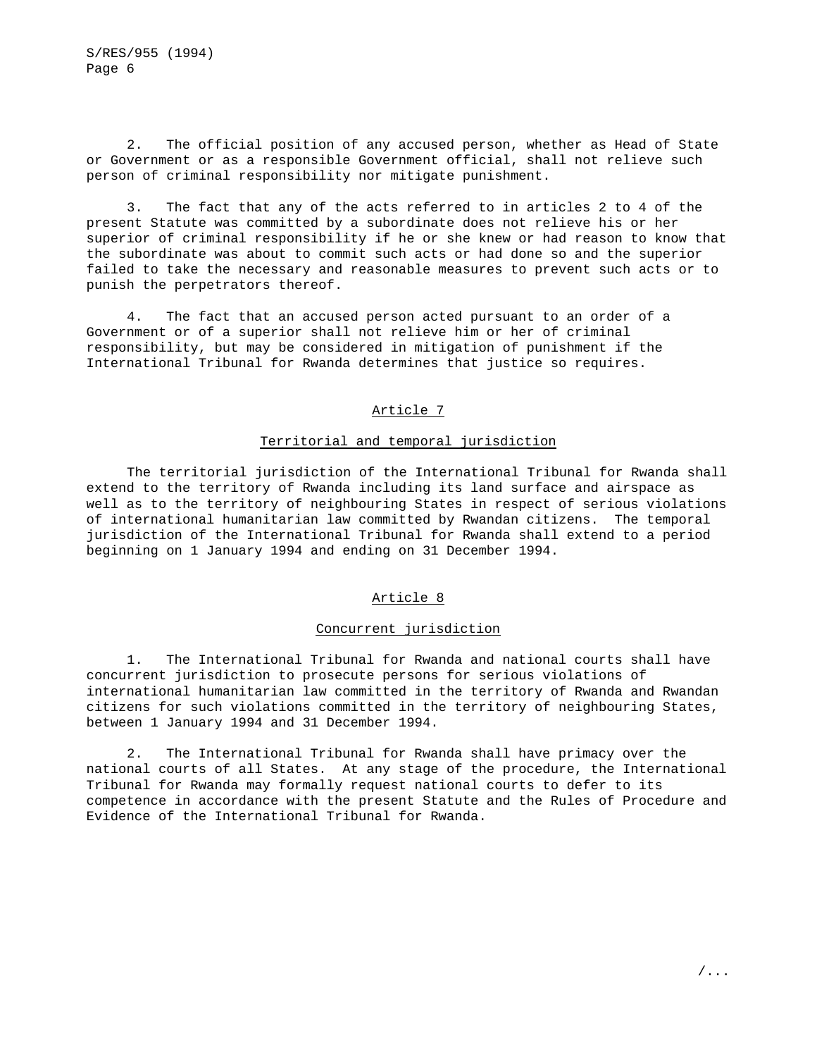2. The official position of any accused person, whether as Head of State or Government or as a responsible Government official, shall not relieve such person of criminal responsibility nor mitigate punishment.

3. The fact that any of the acts referred to in articles 2 to 4 of the present Statute was committed by a subordinate does not relieve his or her superior of criminal responsibility if he or she knew or had reason to know that the subordinate was about to commit such acts or had done so and the superior failed to take the necessary and reasonable measures to prevent such acts or to punish the perpetrators thereof.

4. The fact that an accused person acted pursuant to an order of a Government or of a superior shall not relieve him or her of criminal responsibility, but may be considered in mitigation of punishment if the International Tribunal for Rwanda determines that justice so requires.

## Article 7

### Territorial and temporal jurisdiction

The territorial jurisdiction of the International Tribunal for Rwanda shall extend to the territory of Rwanda including its land surface and airspace as well as to the territory of neighbouring States in respect of serious violations of international humanitarian law committed by Rwandan citizens. The temporal jurisdiction of the International Tribunal for Rwanda shall extend to a period beginning on 1 January 1994 and ending on 31 December 1994.

## Article 8

### Concurrent jurisdiction

1. The International Tribunal for Rwanda and national courts shall have concurrent jurisdiction to prosecute persons for serious violations of international humanitarian law committed in the territory of Rwanda and Rwandan citizens for such violations committed in the territory of neighbouring States, between 1 January 1994 and 31 December 1994.

2. The International Tribunal for Rwanda shall have primacy over the national courts of all States. At any stage of the procedure, the International Tribunal for Rwanda may formally request national courts to defer to its competence in accordance with the present Statute and the Rules of Procedure and Evidence of the International Tribunal for Rwanda.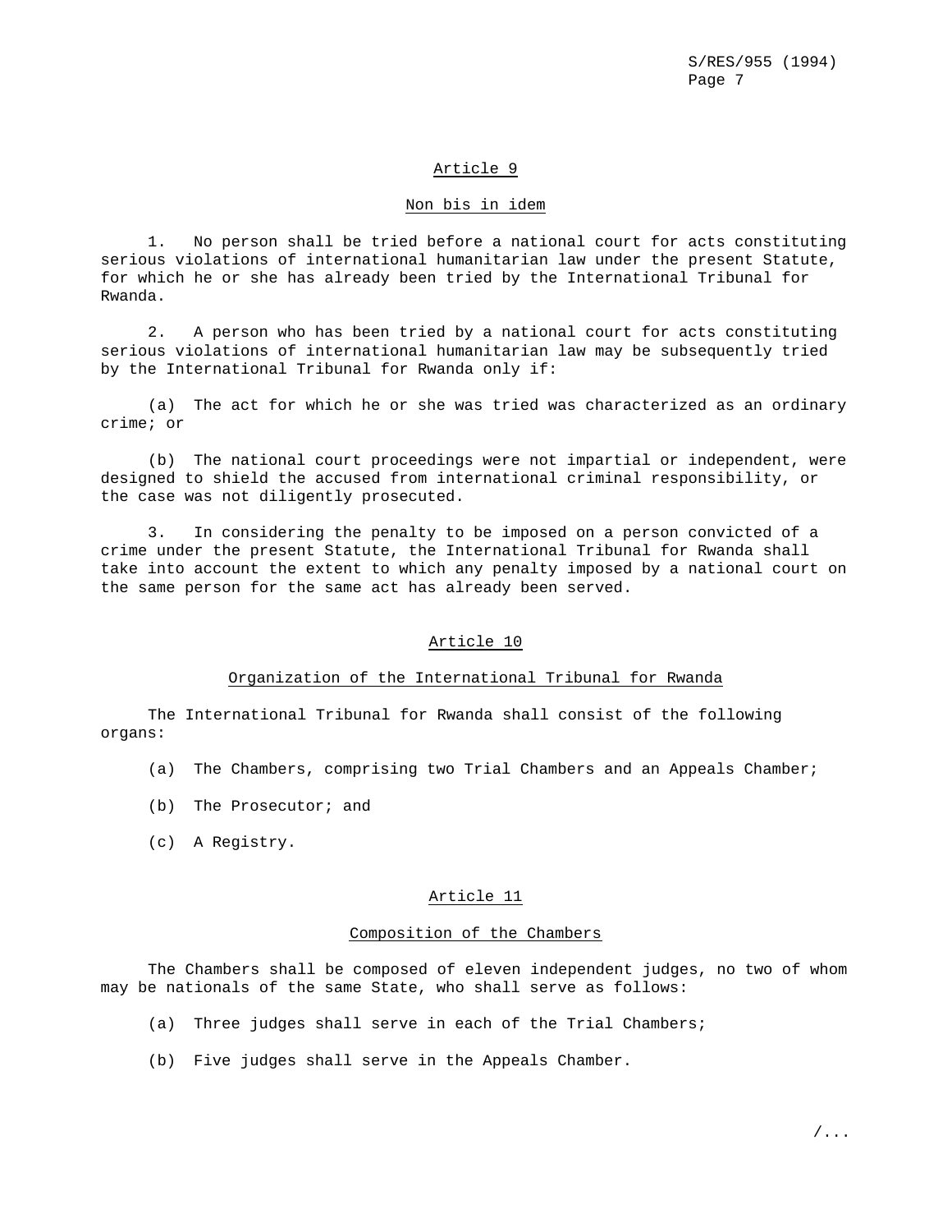## Article 9

### Non bis in idem

1. No person shall be tried before a national court for acts constituting serious violations of international humanitarian law under the present Statute, for which he or she has already been tried by the International Tribunal for Rwanda.

2. A person who has been tried by a national court for acts constituting serious violations of international humanitarian law may be subsequently tried by the International Tribunal for Rwanda only if:

(a) The act for which he or she was tried was characterized as an ordinary crime; or

(b) The national court proceedings were not impartial or independent, were designed to shield the accused from international criminal responsibility, or the case was not diligently prosecuted.

3. In considering the penalty to be imposed on a person convicted of a crime under the present Statute, the International Tribunal for Rwanda shall take into account the extent to which any penalty imposed by a national court on the same person for the same act has already been served.

## Article 10

### Organization of the International Tribunal for Rwanda

The International Tribunal for Rwanda shall consist of the following organs:

(a) The Chambers, comprising two Trial Chambers and an Appeals Chamber;

(b) The Prosecutor; and

(c) A Registry.

## Article 11

### Composition of the Chambers

The Chambers shall be composed of eleven independent judges, no two of whom may be nationals of the same State, who shall serve as follows:

(a) Three judges shall serve in each of the Trial Chambers;

(b) Five judges shall serve in the Appeals Chamber.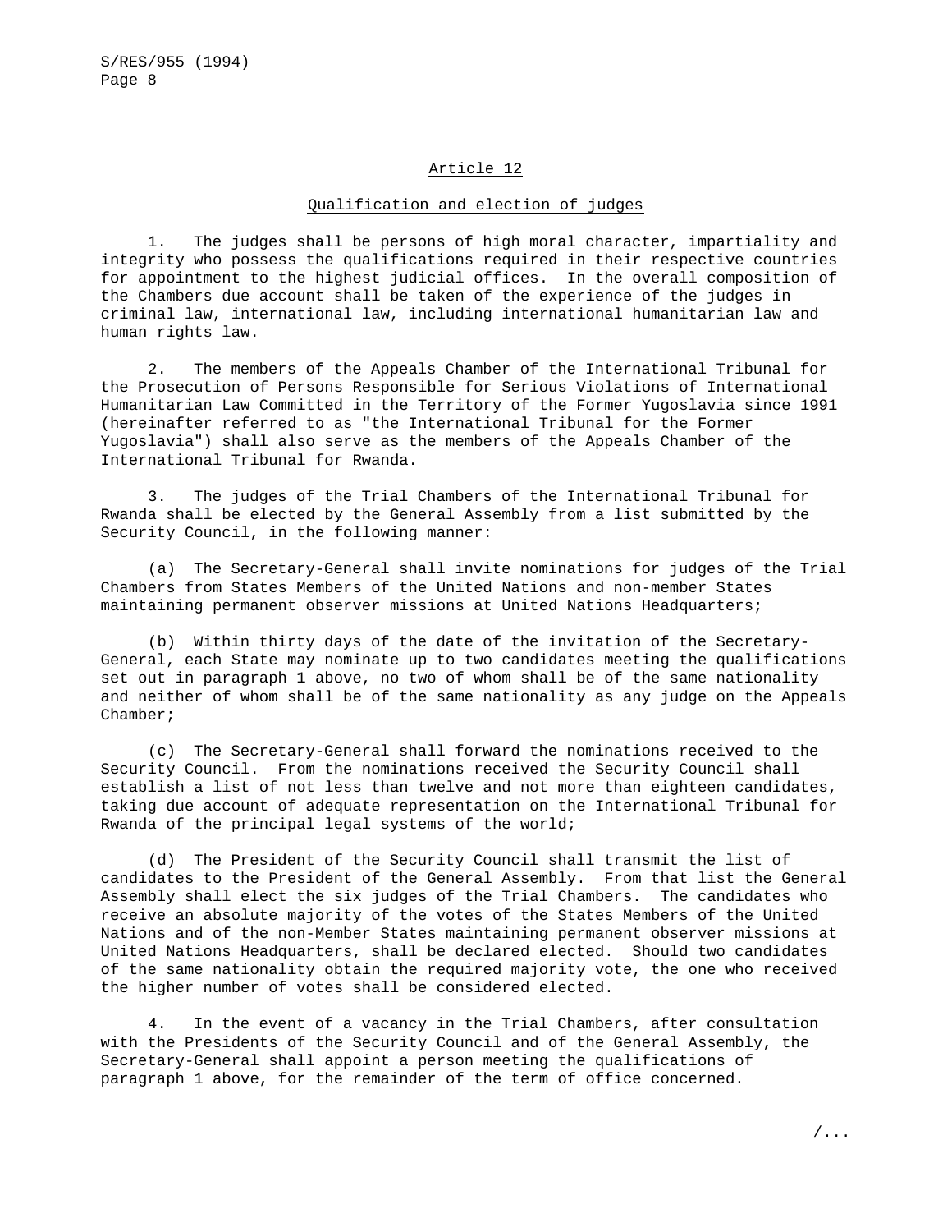## Article 12

### Qualification and election of judges

1. The judges shall be persons of high moral character, impartiality and integrity who possess the qualifications required in their respective countries for appointment to the highest judicial offices. In the overall composition of the Chambers due account shall be taken of the experience of the judges in criminal law, international law, including international humanitarian law and human rights law.

2. The members of the Appeals Chamber of the International Tribunal for the Prosecution of Persons Responsible for Serious Violations of International Humanitarian Law Committed in the Territory of the Former Yugoslavia since 1991 (hereinafter referred to as "the International Tribunal for the Former Yugoslavia") shall also serve as the members of the Appeals Chamber of the International Tribunal for Rwanda.

3. The judges of the Trial Chambers of the International Tribunal for Rwanda shall be elected by the General Assembly from a list submitted by the Security Council, in the following manner:

(a) The Secretary-General shall invite nominations for judges of the Trial Chambers from States Members of the United Nations and non-member States maintaining permanent observer missions at United Nations Headquarters;

(b) Within thirty days of the date of the invitation of the Secretary-General, each State may nominate up to two candidates meeting the qualifications set out in paragraph 1 above, no two of whom shall be of the same nationality and neither of whom shall be of the same nationality as any judge on the Appeals Chamber;

(c) The Secretary-General shall forward the nominations received to the Security Council. From the nominations received the Security Council shall establish a list of not less than twelve and not more than eighteen candidates, taking due account of adequate representation on the International Tribunal for Rwanda of the principal legal systems of the world;

(d) The President of the Security Council shall transmit the list of candidates to the President of the General Assembly. From that list the General Assembly shall elect the six judges of the Trial Chambers. The candidates who receive an absolute majority of the votes of the States Members of the United Nations and of the non-Member States maintaining permanent observer missions at United Nations Headquarters, shall be declared elected. Should two candidates of the same nationality obtain the required majority vote, the one who received the higher number of votes shall be considered elected.

4. In the event of a vacancy in the Trial Chambers, after consultation with the Presidents of the Security Council and of the General Assembly, the Secretary-General shall appoint a person meeting the qualifications of paragraph 1 above, for the remainder of the term of office concerned.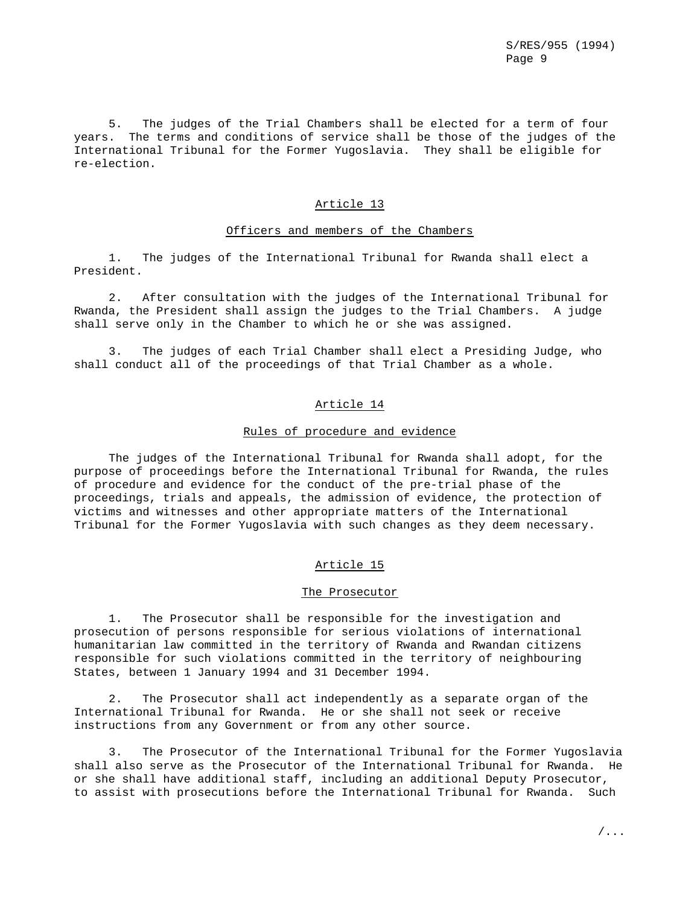5. The judges of the Trial Chambers shall be elected for a term of four years. The terms and conditions of service shall be those of the judges of the International Tribunal for the Former Yugoslavia. They shall be eligible for re-election.

## Article 13

### Officers and members of the Chambers

1. The judges of the International Tribunal for Rwanda shall elect a President.

2. After consultation with the judges of the International Tribunal for Rwanda, the President shall assign the judges to the Trial Chambers. A judge shall serve only in the Chamber to which he or she was assigned.

3. The judges of each Trial Chamber shall elect a Presiding Judge, who shall conduct all of the proceedings of that Trial Chamber as a whole.

## Article 14

### Rules of procedure and evidence

The judges of the International Tribunal for Rwanda shall adopt, for the purpose of proceedings before the International Tribunal for Rwanda, the rules of procedure and evidence for the conduct of the pre-trial phase of the proceedings, trials and appeals, the admission of evidence, the protection of victims and witnesses and other appropriate matters of the International Tribunal for the Former Yugoslavia with such changes as they deem necessary.

## Article 15

### The Prosecutor

1. The Prosecutor shall be responsible for the investigation and prosecution of persons responsible for serious violations of international humanitarian law committed in the territory of Rwanda and Rwandan citizens responsible for such violations committed in the territory of neighbouring States, between 1 January 1994 and 31 December 1994.

2. The Prosecutor shall act independently as a separate organ of the International Tribunal for Rwanda. He or she shall not seek or receive instructions from any Government or from any other source.

3. The Prosecutor of the International Tribunal for the Former Yugoslavia shall also serve as the Prosecutor of the International Tribunal for Rwanda. He or she shall have additional staff, including an additional Deputy Prosecutor, to assist with prosecutions before the International Tribunal for Rwanda. Such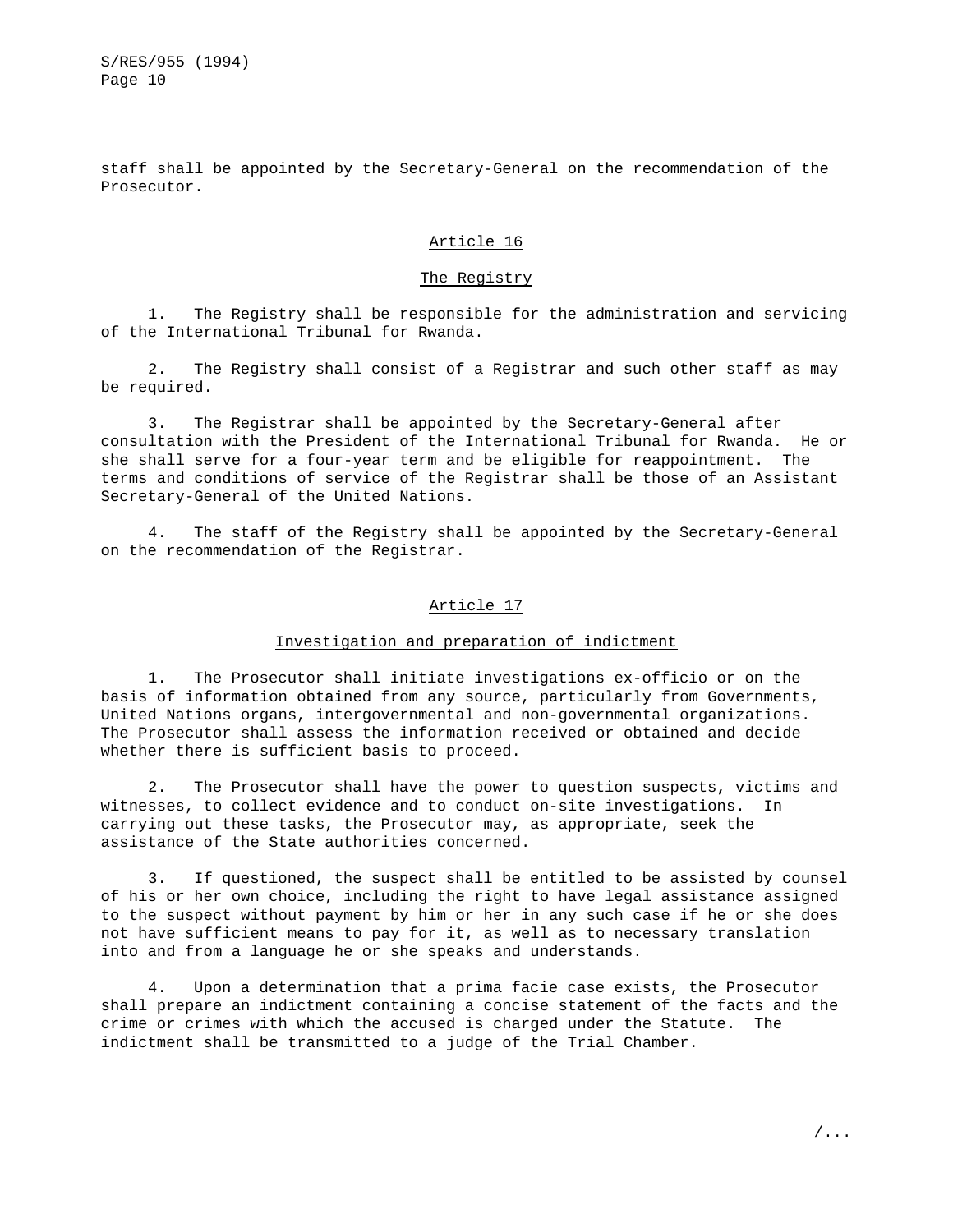staff shall be appointed by the Secretary-General on the recommendation of the Prosecutor.

## Article 16

## The Registry

1. The Registry shall be responsible for the administration and servicing of the International Tribunal for Rwanda.

2. The Registry shall consist of a Registrar and such other staff as may be required.

3. The Registrar shall be appointed by the Secretary-General after consultation with the President of the International Tribunal for Rwanda. He or she shall serve for a four-year term and be eligible for reappointment. The terms and conditions of service of the Registrar shall be those of an Assistant Secretary-General of the United Nations.

4. The staff of the Registry shall be appointed by the Secretary-General on the recommendation of the Registrar.

## Article 17

## Investigation and preparation of indictment

1. The Prosecutor shall initiate investigations ex-officio or on the basis of information obtained from any source, particularly from Governments, United Nations organs, intergovernmental and non-governmental organizations. The Prosecutor shall assess the information received or obtained and decide whether there is sufficient basis to proceed.

2. The Prosecutor shall have the power to question suspects, victims and witnesses, to collect evidence and to conduct on-site investigations. In carrying out these tasks, the Prosecutor may, as appropriate, seek the assistance of the State authorities concerned.

3. If questioned, the suspect shall be entitled to be assisted by counsel of his or her own choice, including the right to have legal assistance assigned to the suspect without payment by him or her in any such case if he or she does not have sufficient means to pay for it, as well as to necessary translation into and from a language he or she speaks and understands.

4. Upon a determination that a prima facie case exists, the Prosecutor shall prepare an indictment containing a concise statement of the facts and the crime or crimes with which the accused is charged under the Statute. The indictment shall be transmitted to a judge of the Trial Chamber.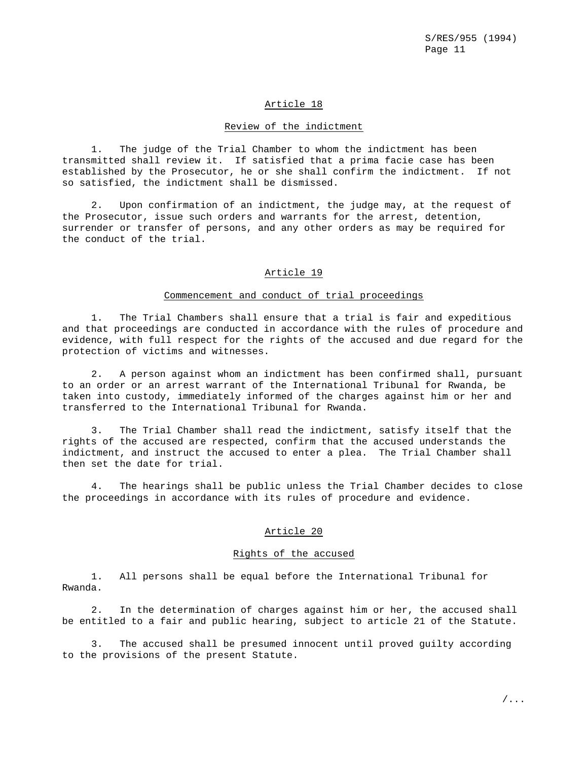## Article 18

### Review of the indictment

1. The judge of the Trial Chamber to whom the indictment has been transmitted shall review it. If satisfied that a prima facie case has been established by the Prosecutor, he or she shall confirm the indictment. If not so satisfied, the indictment shall be dismissed.

2. Upon confirmation of an indictment, the judge may, at the request of the Prosecutor, issue such orders and warrants for the arrest, detention, surrender or transfer of persons, and any other orders as may be required for the conduct of the trial.

## Article 19

### Commencement and conduct of trial proceedings

1. The Trial Chambers shall ensure that a trial is fair and expeditious and that proceedings are conducted in accordance with the rules of procedure and evidence, with full respect for the rights of the accused and due regard for the protection of victims and witnesses.

2. A person against whom an indictment has been confirmed shall, pursuant to an order or an arrest warrant of the International Tribunal for Rwanda, be taken into custody, immediately informed of the charges against him or her and transferred to the International Tribunal for Rwanda.

3. The Trial Chamber shall read the indictment, satisfy itself that the rights of the accused are respected, confirm that the accused understands the indictment, and instruct the accused to enter a plea. The Trial Chamber shall then set the date for trial.

4. The hearings shall be public unless the Trial Chamber decides to close the proceedings in accordance with its rules of procedure and evidence.

## Article 20

### Rights of the accused

1. All persons shall be equal before the International Tribunal for Rwanda.

2. In the determination of charges against him or her, the accused shall be entitled to a fair and public hearing, subject to article 21 of the Statute.

3. The accused shall be presumed innocent until proved guilty according to the provisions of the present Statute.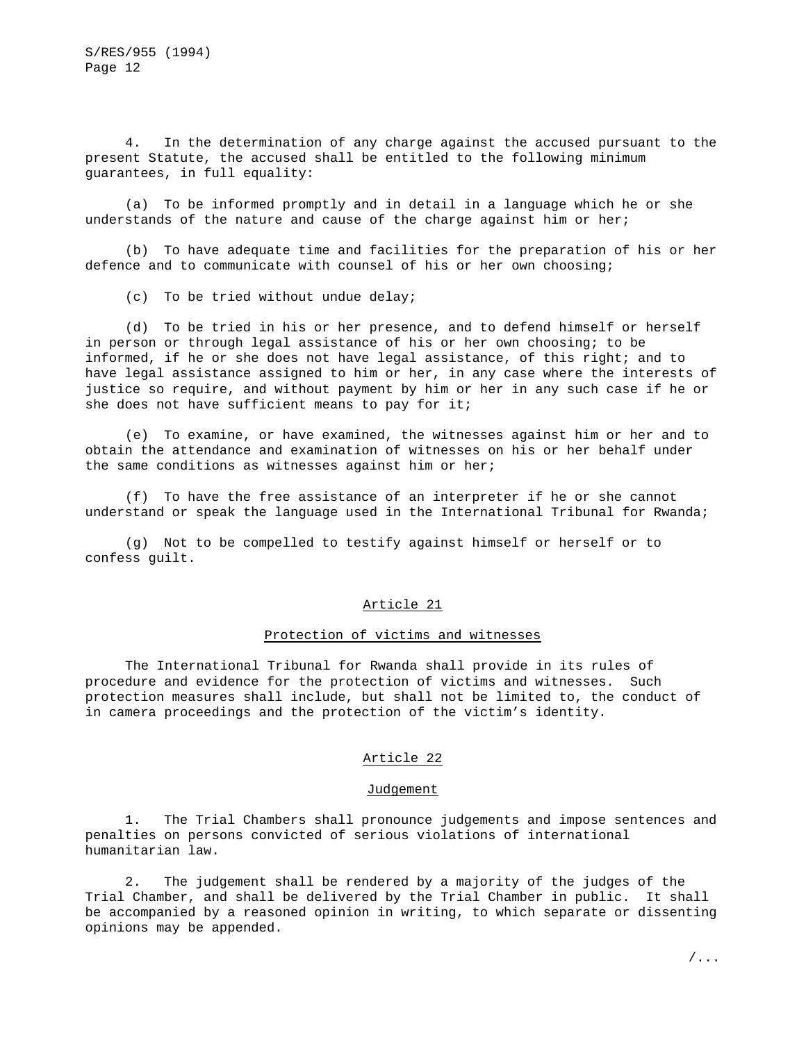4. In the determination of any charge against the accused pursuant to the present Statute, the accused shall be entitled to the following minimum guarantees, in full equality:

(a) To be informed promptly and in detail in a language which he or she understands of the nature and cause of the charge against him or her;

(b) To have adequate time and facilities for the preparation of his or her defence and to communicate with counsel of his or her own choosing;

(c) To be tried without undue delay;

(d) To be tried in his or her presence, and to defend himself or herself in person or through legal assistance of his or her own choosing; to be informed, if he or she does not have legal assistance, of this right; and to have legal assistance assigned to him or her, in any case where the interests of justice so require, and without payment by him or her in any such case if he or she does not have sufficient means to pay for it;

(e) To examine, or have examined, the witnesses against him or her and to obtain the attendance and examination of witnesses on his or her behalf under the same conditions as witnesses against him or her;

(f) To have the free assistance of an interpreter if he or she cannot understand or speak the language used in the International Tribunal for Rwanda;

(g) Not to be compelled to testify against himself or herself or to confess guilt.

## Article 21

### Protection of victims and witnesses

The International Tribunal for Rwanda shall provide in its rules of procedure and evidence for the protection of victims and witnesses. Such protection measures shall include, but shall not be limited to, the conduct of in camera proceedings and the protection of the victim's identity.

## Article 22

### Judgement

1. The Trial Chambers shall pronounce judgements and impose sentences and penalties on persons convicted of serious violations of international humanitarian law.

2. The judgement shall be rendered by a majority of the judges of the Trial Chamber, and shall be delivered by the Trial Chamber in public. It shall be accompanied by a reasoned opinion in writing, to which separate or dissenting opinions may be appended.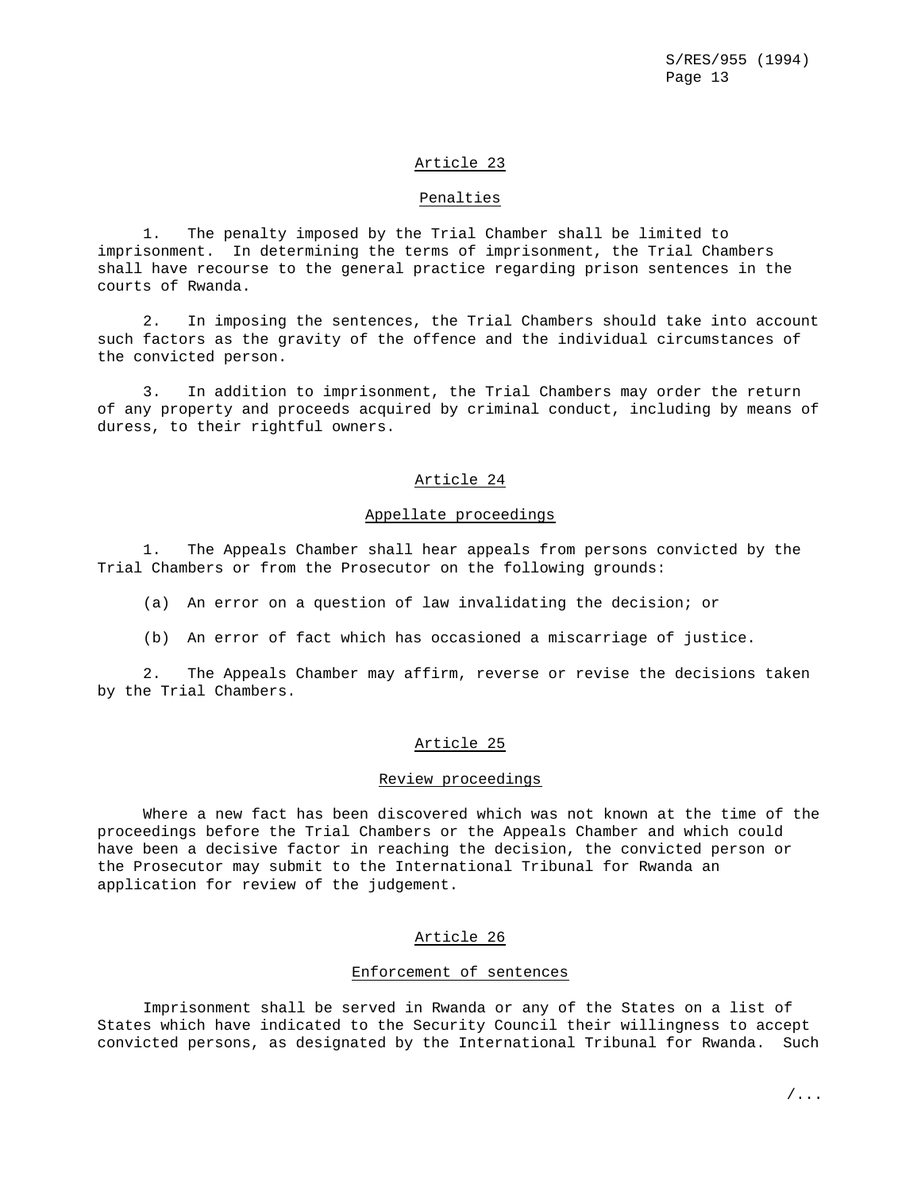### Article 23

#### Penalties

1. The penalty imposed by the Trial Chamber shall be limited to imprisonment. In determining the terms of imprisonment, the Trial Chambers shall have recourse to the general practice regarding prison sentences in the courts of Rwanda.

2. In imposing the sentences, the Trial Chambers should take into account such factors as the gravity of the offence and the individual circumstances of the convicted person.

3. In addition to imprisonment, the Trial Chambers may order the return of any property and proceeds acquired by criminal conduct, including by means of duress, to their rightful owners.

### Article 24

#### Appellate proceedings

1. The Appeals Chamber shall hear appeals from persons convicted by the Trial Chambers or from the Prosecutor on the following grounds:

   (a) An error on a question of law invalidating the decision; or

   (b) An error of fact which has occasioned a miscarriage of justice.

2. The Appeals Chamber may affirm, reverse or revise the decisions taken by the Trial Chambers.

### Article 25

#### Review proceedings

Where a new fact has been discovered which was not known at the time of the proceedings before the Trial Chambers or the Appeals Chamber and which could have been a decisive factor in reaching the decision, the convicted person or the Prosecutor may submit to the International Tribunal for Rwanda an application for review of the judgement.

### Article 26

#### Enforcement of sentences

Imprisonment shall be served in Rwanda or any of the States on a list of States which have indicated to the Security Council their willingness to accept convicted persons, as designated by the International Tribunal for Rwanda. Such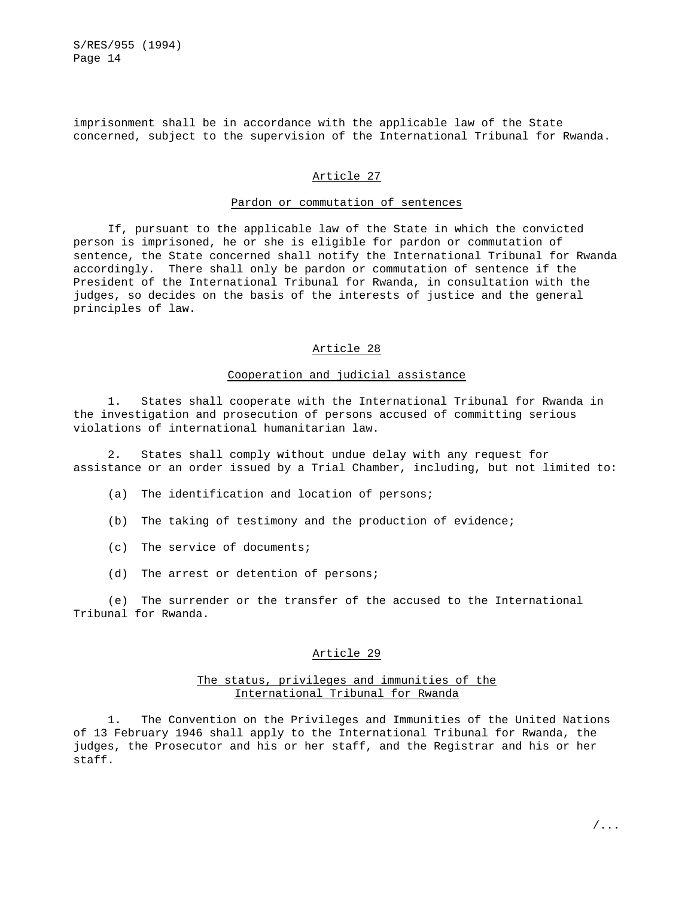imprisonment shall be in accordance with the applicable law of the State concerned, subject to the supervision of the International Tribunal for Rwanda.

### Article 27

#### Pardon or commutation of sentences

If, pursuant to the applicable law of the State in which the convicted person is imprisoned, he or she is eligible for pardon or commutation of sentence, the State concerned shall notify the International Tribunal for Rwanda accordingly. There shall only be pardon or commutation of sentence if the President of the International Tribunal for Rwanda, in consultation with the judges, so decides on the basis of the interests of justice and the general principles of law.

### Article 28

#### Cooperation and judicial assistance

1. States shall cooperate with the International Tribunal for Rwanda in the investigation and prosecution of persons accused of committing serious violations of international humanitarian law.

2. States shall comply without undue delay with any request for assistance or an order issued by a Trial Chamber, including, but not limited to:

(a) The identification and location of persons;

(b) The taking of testimony and the production of evidence;

(c) The service of documents;

(d) The arrest or detention of persons;

(e) The surrender or the transfer of the accused to the International Tribunal for Rwanda.

### Article 29

#### The status, privileges and immunities of the International Tribunal for Rwanda

1. The Convention on the Privileges and Immunities of the United Nations of 13 February 1946 shall apply to the International Tribunal for Rwanda, the judges, the Prosecutor and his or her staff, and the Registrar and his or her staff.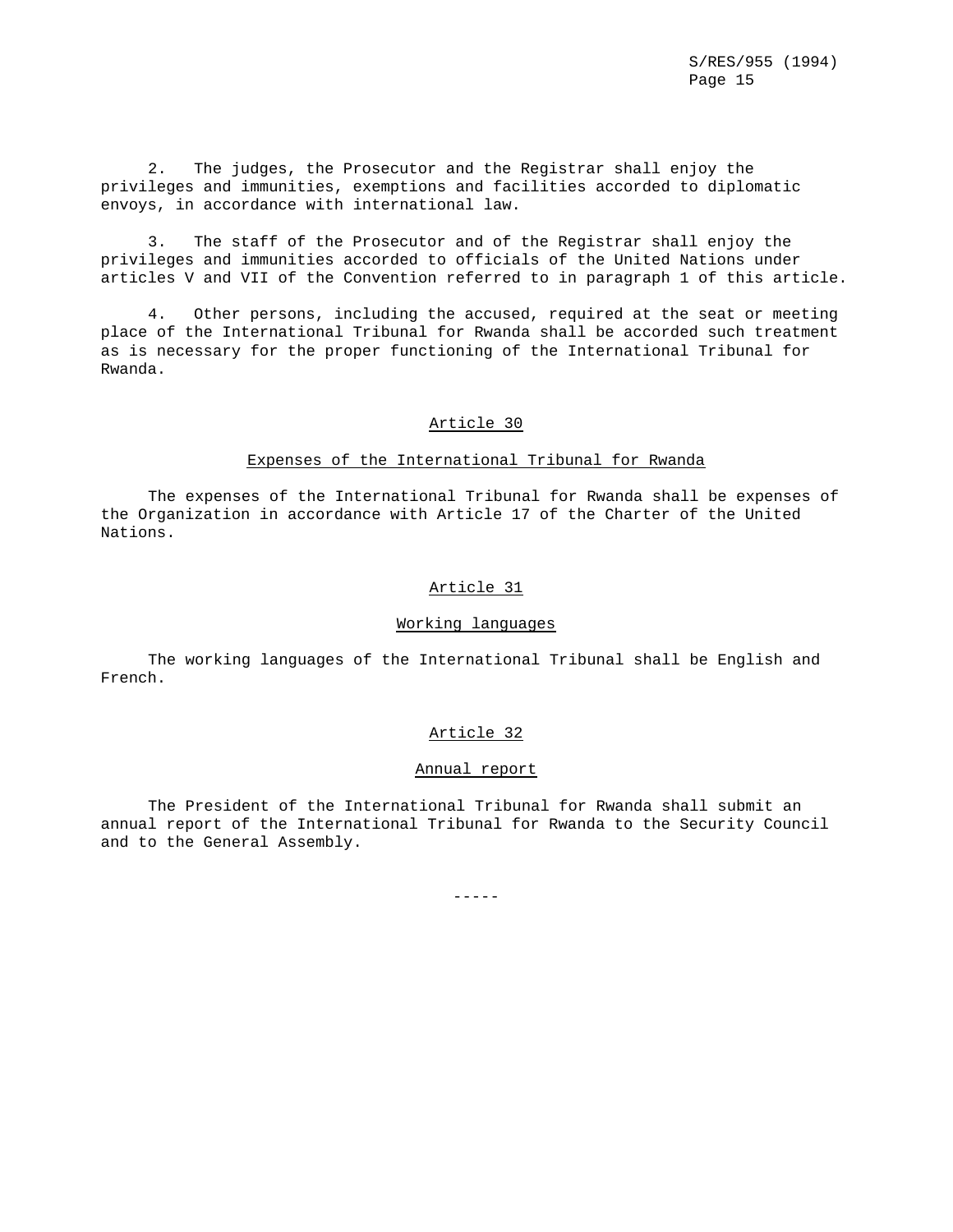2. The judges, the Prosecutor and the Registrar shall enjoy the privileges and immunities, exemptions and facilities accorded to diplomatic envoys, in accordance with international law.

3. The staff of the Prosecutor and of the Registrar shall enjoy the privileges and immunities accorded to officials of the United Nations under articles V and VII of the Convention referred to in paragraph 1 of this article.

4. Other persons, including the accused, required at the seat or meeting place of the International Tribunal for Rwanda shall be accorded such treatment as is necessary for the proper functioning of the International Tribunal for Rwanda.

## Article 30

### Expenses of the International Tribunal for Rwanda

The expenses of the International Tribunal for Rwanda shall be expenses of the Organization in accordance with Article 17 of the Charter of the United Nations.

## Article 31

### Working languages

The working languages of the International Tribunal shall be English and French.

## Article 32

### Annual report

The President of the International Tribunal for Rwanda shall submit an annual report of the International Tribunal for Rwanda to the Security Council and to the General Assembly.

-----